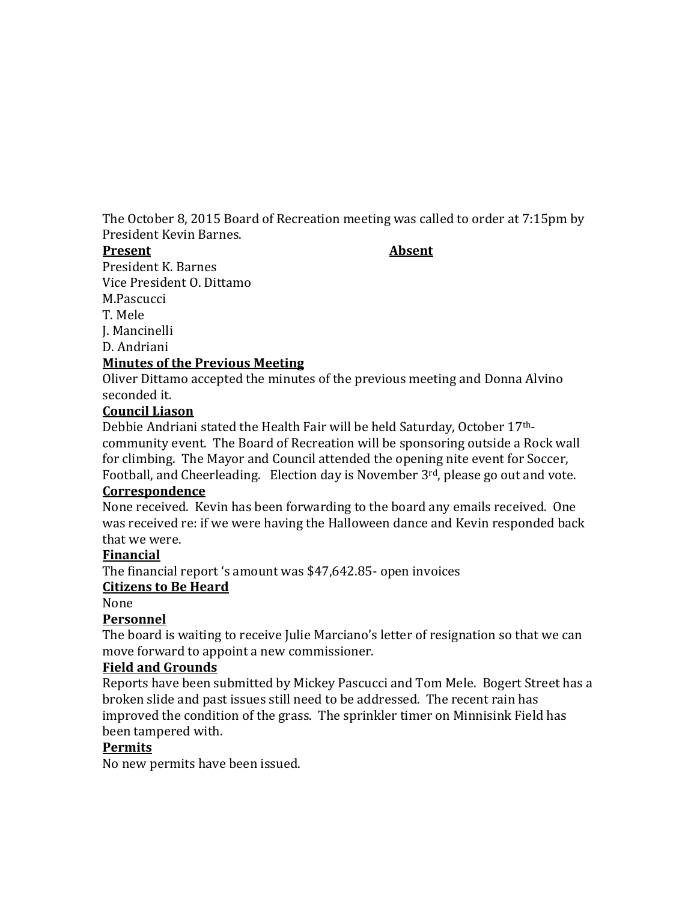The October 8, 2015 Board of Recreation meeting was called to order at 7:15pm by President Kevin Barnes.

| **Present** | **Absent** |
|---|---|
| President K. Barnes | |
| Vice President O. Dittamo | |
| M.Pascucci | |
| T. Mele | |
| J. Mancinelli | |
| D. Andriani | |

**Minutes of the Previous Meeting**

Oliver Dittamo accepted the minutes of the previous meeting and Donna Alvino seconded it.

**Council Liason**

Debbie Andriani stated the Health Fair will be held Saturday, October 17th- community event. The Board of Recreation will be sponsoring outside a Rock wall for climbing. The Mayor and Council attended the opening nite event for Soccer, Football, and Cheerleading. Election day is November 3rd, please go out and vote.

**Correspondence**

None received. Kevin has been forwarding to the board any emails received. One was received re: if we were having the Halloween dance and Kevin responded back that we were.

**Financial**

The financial report 's amount was $47,642.85- open invoices

**Citizens to Be Heard**

None

**Personnel**

The board is waiting to receive Julie Marciano's letter of resignation so that we can move forward to appoint a new commissioner.

**Field and Grounds**

Reports have been submitted by Mickey Pascucci and Tom Mele. Bogert Street has a broken slide and past issues still need to be addressed. The recent rain has improved the condition of the grass. The sprinkler timer on Minnisink Field has been tampered with.

**Permits**

No new permits have been issued.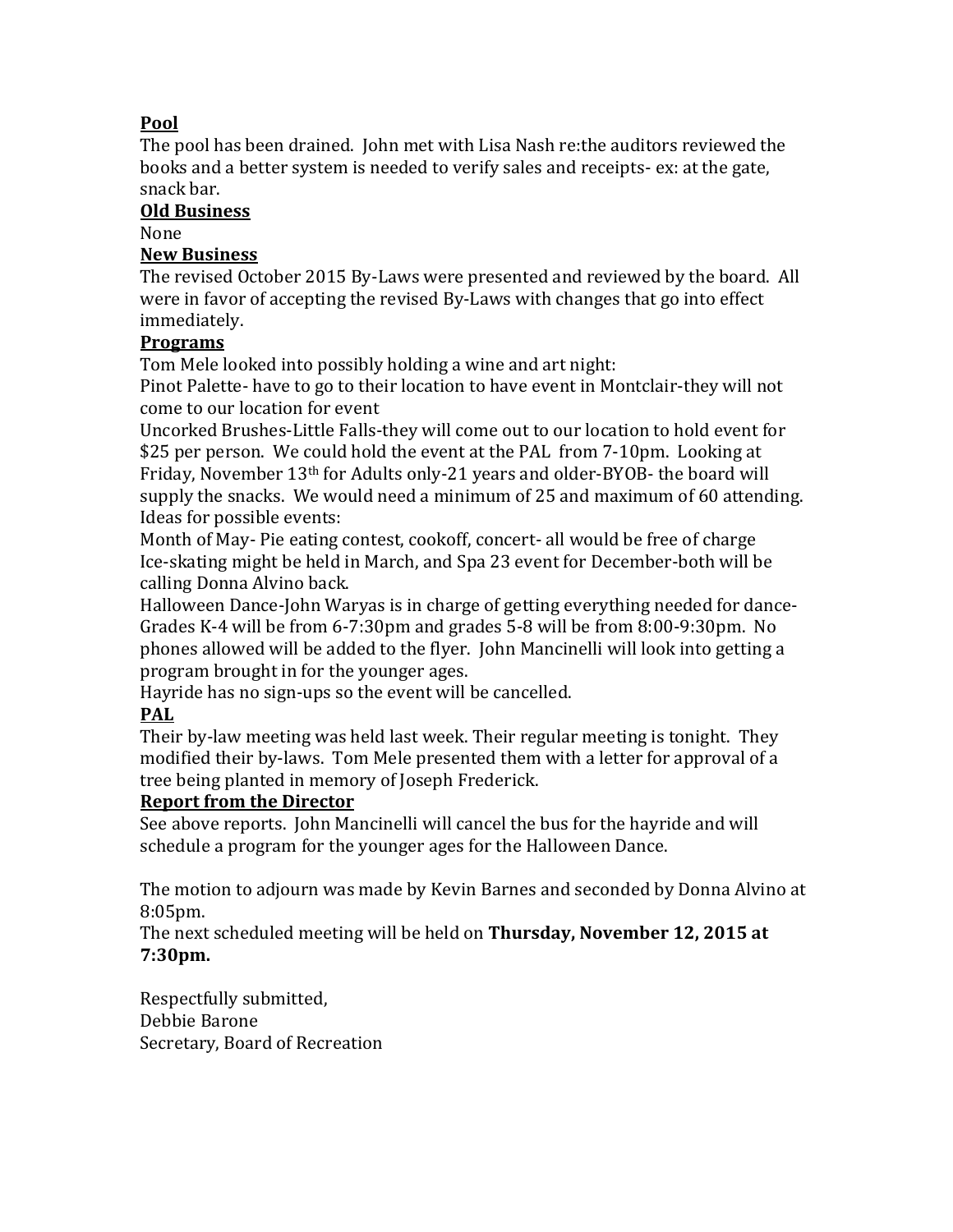**Pool**

The pool has been drained. John met with Lisa Nash re:the auditors reviewed the books and a better system is needed to verify sales and receipts- ex: at the gate, snack bar.

**Old Business**

None

**New Business**

The revised October 2015 By-Laws were presented and reviewed by the board. All were in favor of accepting the revised By-Laws with changes that go into effect immediately.

**Programs**

Tom Mele looked into possibly holding a wine and art night:

Pinot Palette- have to go to their location to have event in Montclair-they will not come to our location for event

Uncorked Brushes-Little Falls-they will come out to our location to hold event for $25 per person. We could hold the event at the PAL from 7-10pm. Looking at Friday, November 13th for Adults only-21 years and older-BYOB- the board will supply the snacks. We would need a minimum of 25 and maximum of 60 attending.

Ideas for possible events:

Month of May- Pie eating contest, cookoff, concert- all would be free of charge

Ice-skating might be held in March, and Spa 23 event for December-both will be calling Donna Alvino back.

Halloween Dance-John Waryas is in charge of getting everything needed for dance-Grades K-4 will be from 6-7:30pm and grades 5-8 will be from 8:00-9:30pm. No phones allowed will be added to the flyer. John Mancinelli will look into getting a program brought in for the younger ages.

Hayride has no sign-ups so the event will be cancelled.

**PAL**

Their by-law meeting was held last week. Their regular meeting is tonight. They modified their by-laws. Tom Mele presented them with a letter for approval of a tree being planted in memory of Joseph Frederick.

**Report from the Director**

See above reports. John Mancinelli will cancel the bus for the hayride and will schedule a program for the younger ages for the Halloween Dance.

The motion to adjourn was made by Kevin Barnes and seconded by Donna Alvino at 8:05pm.

The next scheduled meeting will be held on **Thursday, November 12, 2015 at 7:30pm.**

Respectfully submitted,
Debbie Barone
Secretary, Board of Recreation